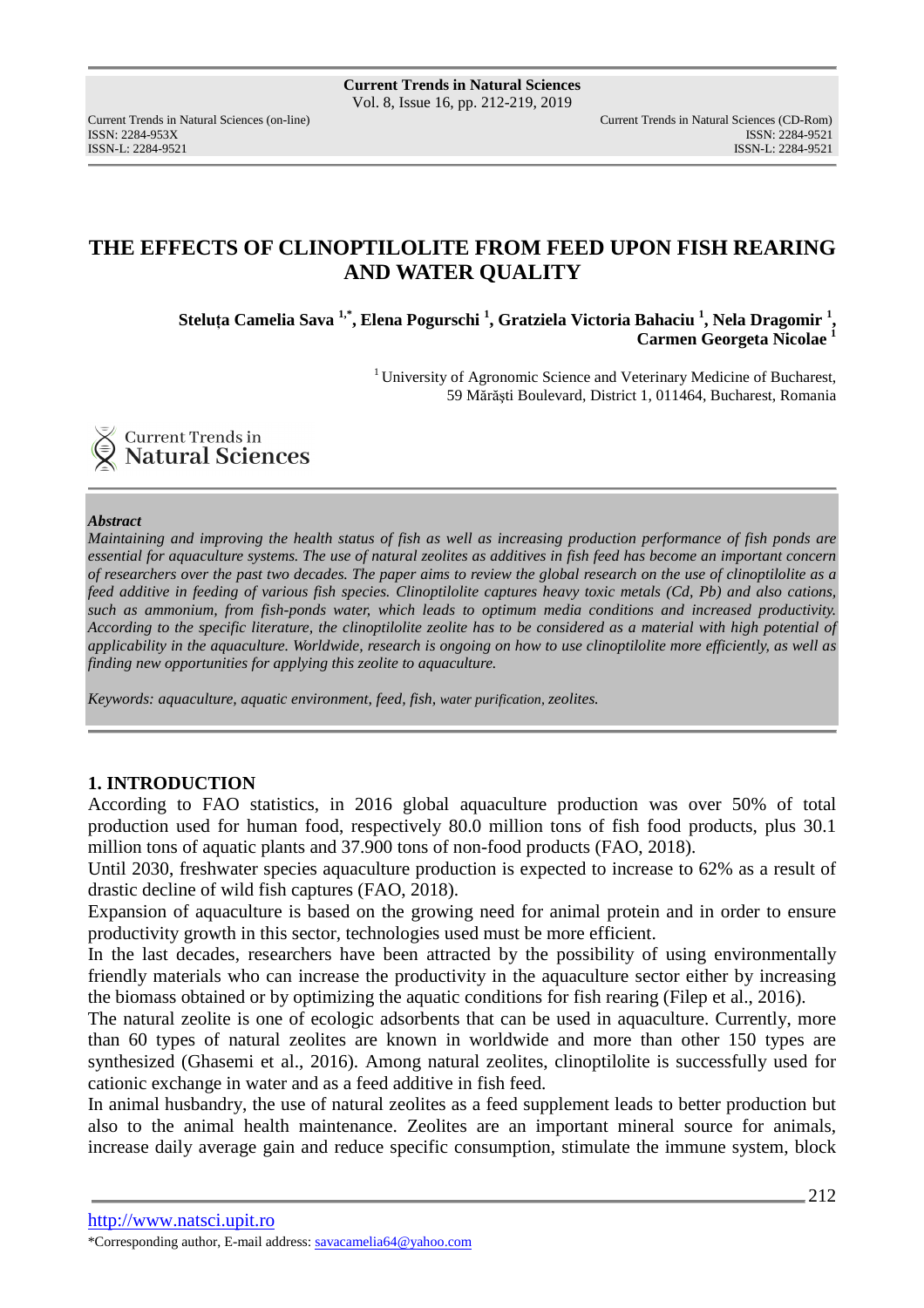# THE EFFECTS OF CLINOPTILOLITE FROM FEED UPON FISH REARING AND WATER QUALITY

**Steluța Camelia Sava [1,*], Elena Pogurschi [1], Gratziela Victoria Bahaciu [1], Nela Dragomir [1], Carmen Georgeta Nicolae [1]**

[1] University of Agronomic Science and Veterinary Medicine of Bucharest, 59 Mărăști Boulevard, District 1, 011464, Bucharest, Romania

***Abstract***

*Maintaining and improving the health status of fish as well as increasing production performance of fish ponds are essential for aquaculture systems. The use of natural zeolites as additives in fish feed has become an important concern of researchers over the past two decades. The paper aims to review the global research on the use of clinoptilolite as a feed additive in feeding of various fish species. Clinoptilolite captures heavy toxic metals (Cd, Pb) and also cations, such as ammonium, from fish-ponds water, which leads to optimum media conditions and increased productivity. According to the specific literature, the clinoptilolite zeolite has to be considered as a material with high potential of applicability in the aquaculture. Worldwide, research is ongoing on how to use clinoptilolite more efficiently, as well as finding new opportunities for applying this zeolite to aquaculture.*

*Keywords: aquaculture, aquatic environment, feed, fish, water purification, zeolites.*

## 1. INTRODUCTION

According to FAO statistics, in 2016 global aquaculture production was over 50% of total production used for human food, respectively 80.0 million tons of fish food products, plus 30.1 million tons of aquatic plants and 37.900 tons of non-food products (FAO, 2018).

Until 2030, freshwater species aquaculture production is expected to increase to 62% as a result of drastic decline of wild fish captures (FAO, 2018).

Expansion of aquaculture is based on the growing need for animal protein and in order to ensure productivity growth in this sector, technologies used must be more efficient.

In the last decades, researchers have been attracted by the possibility of using environmentally friendly materials who can increase the productivity in the aquaculture sector either by increasing the biomass obtained or by optimizing the aquatic conditions for fish rearing (Filep et al., 2016).

The natural zeolite is one of ecologic adsorbents that can be used in aquaculture. Currently, more than 60 types of natural zeolites are known in worldwide and more than other 150 types are synthesized (Ghasemi et al., 2016). Among natural zeolites, clinoptilolite is successfully used for cationic exchange in water and as a feed additive in fish feed.

In animal husbandry, the use of natural zeolites as a feed supplement leads to better production but also to the animal health maintenance. Zeolites are an important mineral source for animals, increase daily average gain and reduce specific consumption, stimulate the immune system, block

\*Corresponding author, E-mail address: savacamelia64@yahoo.com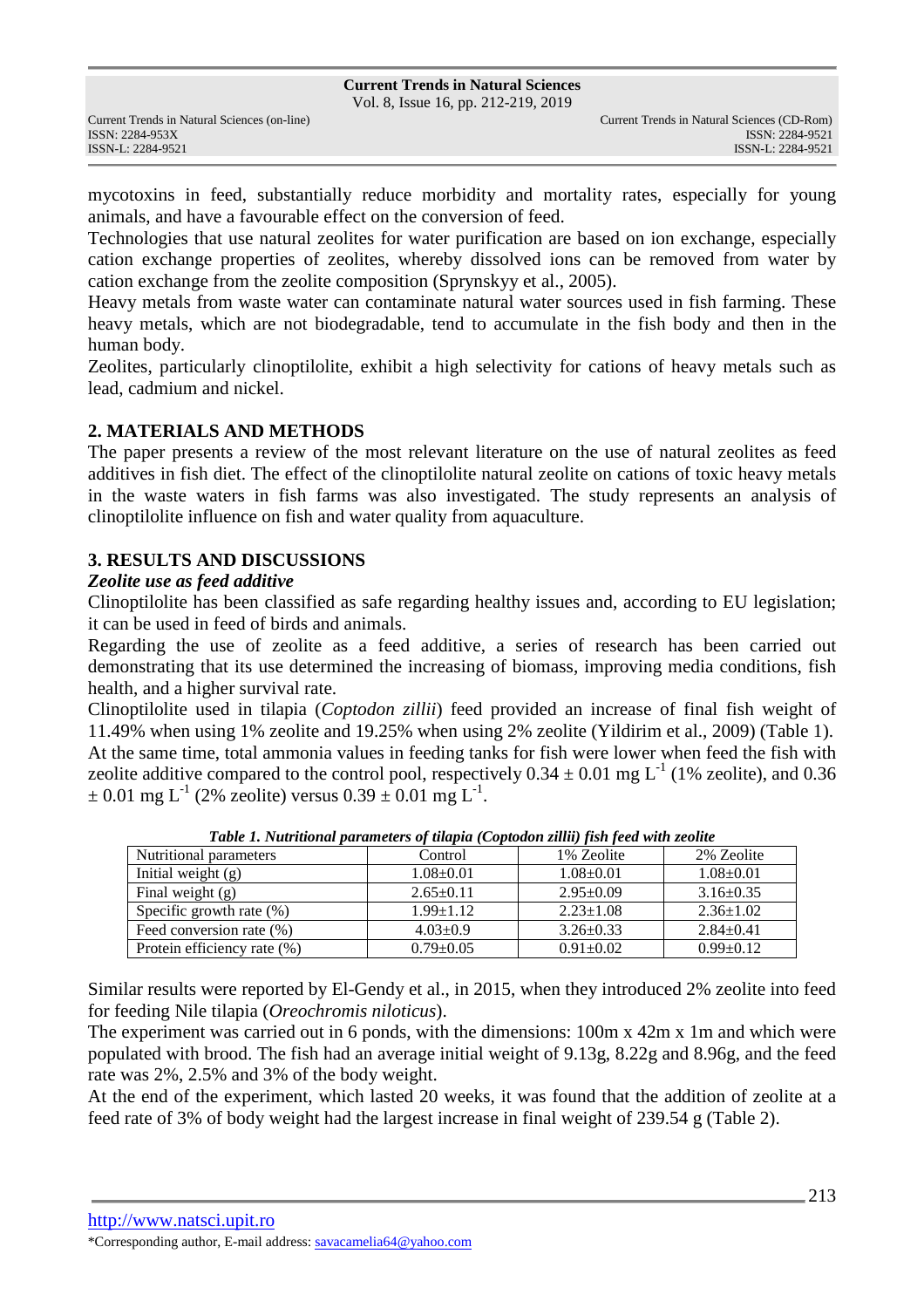mycotoxins in feed, substantially reduce morbidity and mortality rates, especially for young animals, and have a favourable effect on the conversion of feed.

Technologies that use natural zeolites for water purification are based on ion exchange, especially cation exchange properties of zeolites, whereby dissolved ions can be removed from water by cation exchange from the zeolite composition (Sprynskyy et al., 2005).

Heavy metals from waste water can contaminate natural water sources used in fish farming. These heavy metals, which are not biodegradable, tend to accumulate in the fish body and then in the human body.

Zeolites, particularly clinoptilolite, exhibit a high selectivity for cations of heavy metals such as lead, cadmium and nickel.

## 2. MATERIALS AND METHODS

The paper presents a review of the most relevant literature on the use of natural zeolites as feed additives in fish diet. The effect of the clinoptilolite natural zeolite on cations of toxic heavy metals in the waste waters in fish farms was also investigated. The study represents an analysis of clinoptilolite influence on fish and water quality from aquaculture.

## 3. RESULTS AND DISCUSSIONS

### *Zeolite use as feed additive*

Clinoptilolite has been classified as safe regarding healthy issues and, according to EU legislation; it can be used in feed of birds and animals.

Regarding the use of zeolite as a feed additive, a series of research has been carried out demonstrating that its use determined the increasing of biomass, improving media conditions, fish health, and a higher survival rate.

Clinoptilolite used in tilapia (*Coptodon zillii*) feed provided an increase of final fish weight of 11.49% when using 1% zeolite and 19.25% when using 2% zeolite (Yildirim et al., 2009) (Table 1).

At the same time, total ammonia values in feeding tanks for fish were lower when feed the fish with zeolite additive compared to the control pool, respectively $0.34 \pm 0.01$ mg $L^{-1}$ (1% zeolite), and $0.36 \pm 0.01$ mg $L^{-1}$ (2% zeolite) versus $0.39 \pm 0.01$ mg $L^{-1}$.

***Table 1. Nutritional parameters of tilapia (Coptodon zillii) fish feed with zeolite***

| Nutritional parameters | Control | 1% Zeolite | 2% Zeolite |
|---|---|---|---|
| Initial weight (g) | 1.08±0.01 | 1.08±0.01 | 1.08±0.01 |
| Final weight (g) | 2.65±0.11 | 2.95±0.09 | 3.16±0.35 |
| Specific growth rate (%) | 1.99±1.12 | 2.23±1.08 | 2.36±1.02 |
| Feed conversion rate (%) | 4.03±0.9 | 3.26±0.33 | 2.84±0.41 |
| Protein efficiency rate (%) | 0.79±0.05 | 0.91±0.02 | 0.99±0.12 |

Similar results were reported by El-Gendy et al., in 2015, when they introduced 2% zeolite into feed for feeding Nile tilapia (*Oreochromis niloticus*).

The experiment was carried out in 6 ponds, with the dimensions: 100m x 42m x 1m and which were populated with brood. The fish had an average initial weight of 9.13g, 8.22g and 8.96g, and the feed rate was 2%, 2.5% and 3% of the body weight.

At the end of the experiment, which lasted 20 weeks, it was found that the addition of zeolite at a feed rate of 3% of body weight had the largest increase in final weight of 239.54 g (Table 2).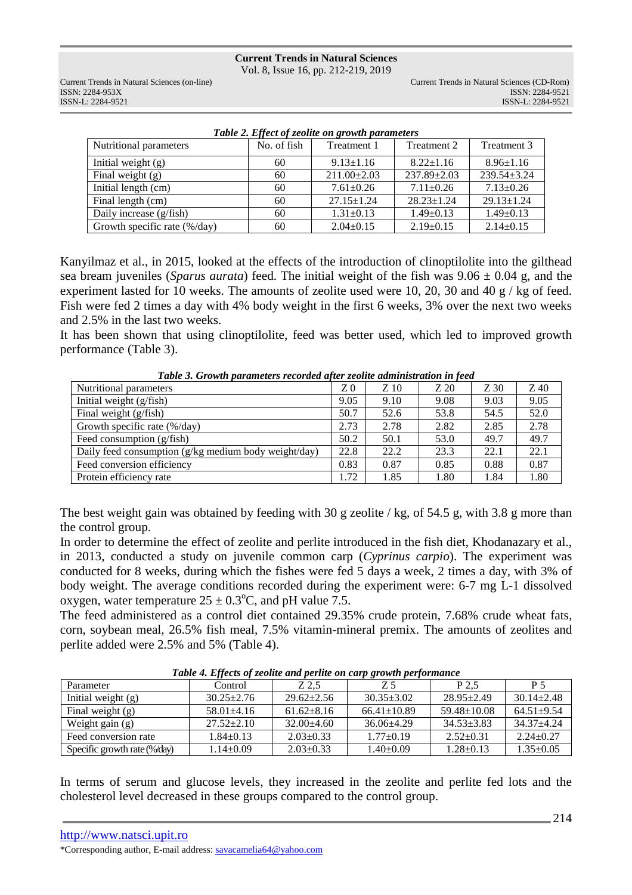*Table 2. Effect of zeolite on growth parameters*

| Nutritional parameters | No. of fish | Treatment 1 | Treatment 2 | Treatment 3 |
|---|---|---|---|---|
| Initial weight (g) | 60 | 9.13±1.16 | 8.22±1.16 | 8.96±1.16 |
| Final weight (g) | 60 | 211.00±2.03 | 237.89±2.03 | 239.54±3.24 |
| Initial length (cm) | 60 | 7.61±0.26 | 7.11±0.26 | 7.13±0.26 |
| Final length (cm) | 60 | 27.15±1.24 | 28.23±1.24 | 29.13±1.24 |
| Daily increase (g/fish) | 60 | 1.31±0.13 | 1.49±0.13 | 1.49±0.13 |
| Growth specific rate (%/day) | 60 | 2.04±0.15 | 2.19±0.15 | 2.14±0.15 |

Kanyilmaz et al., in 2015, looked at the effects of the introduction of clinoptilolite into the gilthead sea bream juveniles (*Sparus aurata*) feed. The initial weight of the fish was 9.06 ± 0.04 g, and the experiment lasted for 10 weeks. The amounts of zeolite used were 10, 20, 30 and 40 g / kg of feed. Fish were fed 2 times a day with 4% body weight in the first 6 weeks, 3% over the next two weeks and 2.5% in the last two weeks.

It has been shown that using clinoptilolite, feed was better used, which led to improved growth performance (Table 3).

*Table 3. Growth parameters recorded after zeolite administration in feed*

| Nutritional parameters | Z 0 | Z 10 | Z 20 | Z 30 | Z 40 |
|---|---|---|---|---|---|
| Initial weight (g/fish) | 9.05 | 9.10 | 9.08 | 9.03 | 9.05 |
| Final weight (g/fish) | 50.7 | 52.6 | 53.8 | 54.5 | 52.0 |
| Growth specific rate (%/day) | 2.73 | 2.78 | 2.82 | 2.85 | 2.78 |
| Feed consumption (g/fish) | 50.2 | 50.1 | 53.0 | 49.7 | 49.7 |
| Daily feed consumption (g/kg medium body weight/day) | 22.8 | 22.2 | 23.3 | 22.1 | 22.1 |
| Feed conversion efficiency | 0.83 | 0.87 | 0.85 | 0.88 | 0.87 |
| Protein efficiency rate | 1.72 | 1.85 | 1.80 | 1.84 | 1.80 |

The best weight gain was obtained by feeding with 30 g zeolite / kg, of 54.5 g, with 3.8 g more than the control group.

In order to determine the effect of zeolite and perlite introduced in the fish diet, Khodanazary et al., in 2013, conducted a study on juvenile common carp (*Cyprinus carpio*). The experiment was conducted for 8 weeks, during which the fishes were fed 5 days a week, 2 times a day, with 3% of body weight. The average conditions recorded during the experiment were: 6-7 mg L-1 dissolved oxygen, water temperature 25 ± 0.3$^{o}$C, and pH value 7.5.

The feed administered as a control diet contained 29.35% crude protein, 7.68% crude wheat fats, corn, soybean meal, 26.5% fish meal, 7.5% vitamin-mineral premix. The amounts of zeolites and perlite added were 2.5% and 5% (Table 4).

*Table 4. Effects of zeolite and perlite on carp growth performance*

| Parameter | Control | Z 2,5 | Z 5 | P 2,5 | P 5 |
|---|---|---|---|---|---|
| Initial weight (g) | 30.25±2.76 | 29.62±2.56 | 30.35±3.02 | 28.95±2.49 | 30.14±2.48 |
| Final weight (g) | 58.01±4.16 | 61.62±8.16 | 66.41±10.89 | 59.48±10.08 | 64.51±9.54 |
| Weight gain (g) | 27.52±2.10 | 32.00±4.60 | 36.06±4.29 | 34.53±3.83 | 34.37±4.24 |
| Feed conversion rate | 1.84±0.13 | 2.03±0.33 | 1.77±0.19 | 2.52±0.31 | 2.24±0.27 |
| Specific growth rate (%/day) | 1.14±0.09 | 2.03±0.33 | 1.40±0.09 | 1.28±0.13 | 1.35±0.05 |

In terms of serum and glucose levels, they increased in the zeolite and perlite fed lots and the cholesterol level decreased in these groups compared to the control group.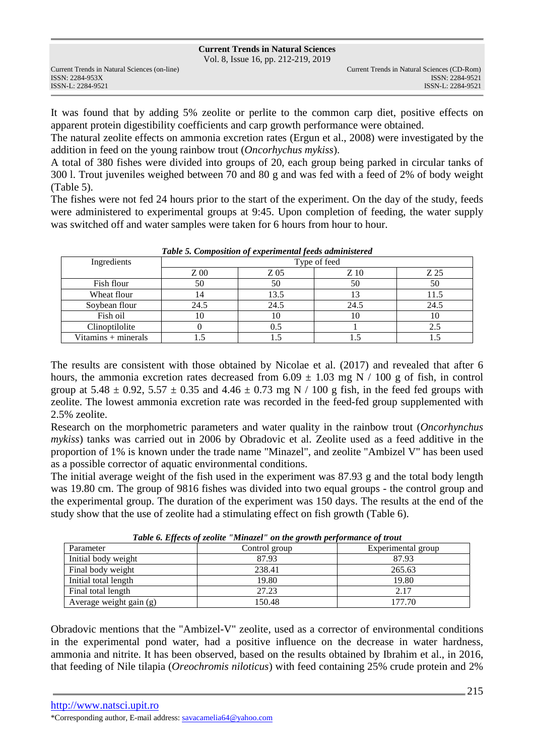It was found that by adding 5% zeolite or perlite to the common carp diet, positive effects on apparent protein digestibility coefficients and carp growth performance were obtained.

The natural zeolite effects on ammonia excretion rates (Ergun et al., 2008) were investigated by the addition in feed on the young rainbow trout (*Oncorhychus mykiss*).

A total of 380 fishes were divided into groups of 20, each group being parked in circular tanks of 300 l. Trout juveniles weighed between 70 and 80 g and was fed with a feed of 2% of body weight (Table 5).

The fishes were not fed 24 hours prior to the start of the experiment. On the day of the study, feeds were administered to experimental groups at 9:45. Upon completion of feeding, the water supply was switched off and water samples were taken for 6 hours from hour to hour.

***Table 5. Composition of experimental feeds administered***

| Ingredients | Type of feed | | | |
|---|---|---|---|---|
| | Z 00 | Z 05 | Z 10 | Z 25 |
| Fish flour | 50 | 50 | 50 | 50 |
| Wheat flour | 14 | 13.5 | 13 | 11.5 |
| Soybean flour | 24.5 | 24.5 | 24.5 | 24.5 |
| Fish oil | 10 | 10 | 10 | 10 |
| Clinoptilolite | 0 | 0.5 | 1 | 2.5 |
| Vitamins + minerals | 1.5 | 1.5 | 1.5 | 1.5 |

The results are consistent with those obtained by Nicolae et al. (2017) and revealed that after 6 hours, the ammonia excretion rates decreased from $6.09 \pm 1.03$ mg N / 100 g of fish, in control group at $5.48 \pm 0.92$, $5.57 \pm 0.35$ and $4.46 \pm 0.73$ mg N / 100 g fish, in the feed fed groups with zeolite. The lowest ammonia excretion rate was recorded in the feed-fed group supplemented with 2.5% zeolite.

Research on the morphometric parameters and water quality in the rainbow trout (*Oncorhynchus mykiss*) tanks was carried out in 2006 by Obradovic et al. Zeolite used as a feed additive in the proportion of 1% is known under the trade name "Minazel", and zeolite "Ambizel V" has been used as a possible corrector of aquatic environmental conditions.

The initial average weight of the fish used in the experiment was 87.93 g and the total body length was 19.80 cm. The group of 9816 fishes was divided into two equal groups - the control group and the experimental group. The duration of the experiment was 150 days. The results at the end of the study show that the use of zeolite had a stimulating effect on fish growth (Table 6).

***Table 6. Effects of zeolite "Minazel" on the growth performance of trout***

| Parameter | Control group | Experimental group |
|---|---|---|
| Initial body weight | 87.93 | 87.93 |
| Final body weight | 238.41 | 265.63 |
| Initial total length | 19.80 | 19.80 |
| Final total length | 27.23 | 2.17 |
| Average weight gain (g) | 150.48 | 177.70 |

Obradovic mentions that the "Ambizel-V" zeolite, used as a corrector of environmental conditions in the experimental pond water, had a positive influence on the decrease in water hardness, ammonia and nitrite. It has been observed, based on the results obtained by Ibrahim et al., in 2016, that feeding of Nile tilapia (*Oreochromis niloticus*) with feed containing 25% crude protein and 2%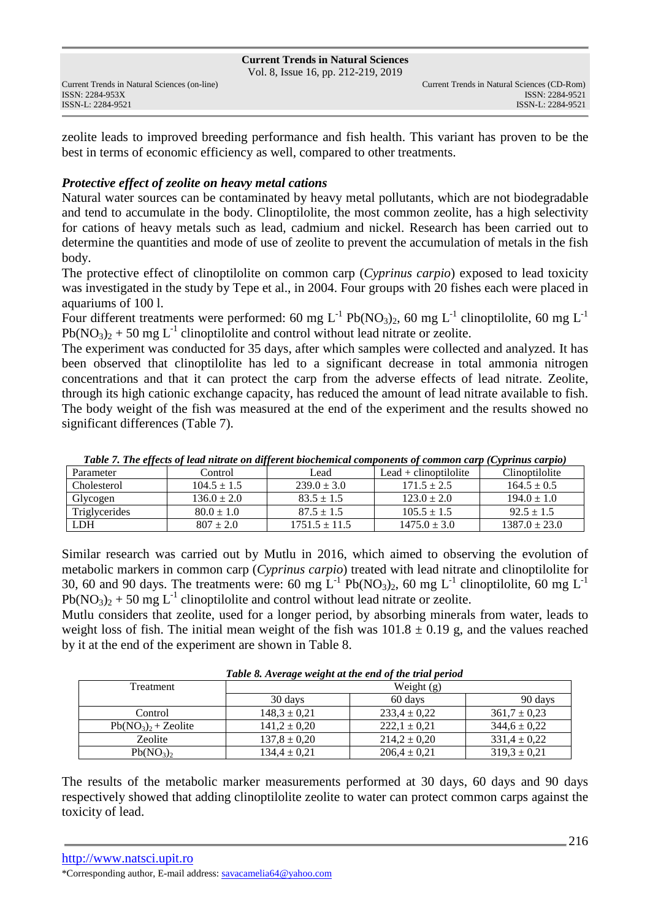zeolite leads to improved breeding performance and fish health. This variant has proven to be the best in terms of economic efficiency as well, compared to other treatments.

### *Protective effect of zeolite on heavy metal cations*

Natural water sources can be contaminated by heavy metal pollutants, which are not biodegradable and tend to accumulate in the body. Clinoptilolite, the most common zeolite, has a high selectivity for cations of heavy metals such as lead, cadmium and nickel. Research has been carried out to determine the quantities and mode of use of zeolite to prevent the accumulation of metals in the fish body.

The protective effect of clinoptilolite on common carp (*Cyprinus carpio*) exposed to lead toxicity was investigated in the study by Tepe et al., in 2004. Four groups with 20 fishes each were placed in aquariums of 100 l.

Four different treatments were performed: 60 mg $L^{-1}$ $Pb(NO_3)_2$, 60 mg $L^{-1}$ clinoptilolite, 60 mg $L^{-1}$ $Pb(NO_3)_2$ + 50 mg $L^{-1}$ clinoptilolite and control without lead nitrate or zeolite.

The experiment was conducted for 35 days, after which samples were collected and analyzed. It has been observed that clinoptilolite has led to a significant decrease in total ammonia nitrogen concentrations and that it can protect the carp from the adverse effects of lead nitrate. Zeolite, through its high cationic exchange capacity, has reduced the amount of lead nitrate available to fish. The body weight of the fish was measured at the end of the experiment and the results showed no significant differences (Table 7).

***Table 7. The effects of lead nitrate on different biochemical components of common carp (Cyprinus carpio)***

| Parameter | Control | Lead | Lead + clinoptilolite | Clinoptilolite |
|---|---|---|---|---|
| Cholesterol | 104.5 ± 1.5 | 239.0 ± 3.0 | 171.5 ± 2.5 | 164.5 ± 0.5 |
| Glycogen | 136.0 ± 2.0 | 83.5 ± 1.5 | 123.0 ± 2.0 | 194.0 ± 1.0 |
| Triglycerides | 80.0 ± 1.0 | 87.5 ± 1.5 | 105.5 ± 1.5 | 92.5 ± 1.5 |
| LDH | 807 ± 2.0 | 1751.5 ± 11.5 | 1475.0 ± 3.0 | 1387.0 ± 23.0 |

Similar research was carried out by Mutlu in 2016, which aimed to observing the evolution of metabolic markers in common carp (*Cyprinus carpio*) treated with lead nitrate and clinoptilolite for 30, 60 and 90 days. The treatments were: 60 mg $L^{-1}$ $Pb(NO_3)_2$, 60 mg $L^{-1}$ clinoptilolite, 60 mg $L^{-1}$ $Pb(NO_3)_2$ + 50 mg $L^{-1}$ clinoptilolite and control without lead nitrate or zeolite.

Mutlu considers that zeolite, used for a longer period, by absorbing minerals from water, leads to weight loss of fish. The initial mean weight of the fish was 101.8 ± 0.19 g, and the values reached by it at the end of the experiment are shown in Table 8.

***Table 8. Average weight at the end of the trial period***

| Treatment | Weight (g) | | |
|---|---|---|---|
| | 30 days | 60 days | 90 days |
| Control | 148,3 ± 0,21 | 233,4 ± 0,22 | 361,7 ± 0,23 |
| $Pb(NO_3)_2$ + Zeolite | 141,2 ± 0,20 | 222,1 ± 0,21 | 344,6 ± 0,22 |
| Zeolite | 137,8 ± 0,20 | 214,2 ± 0,20 | 331,4 ± 0,22 |
| $Pb(NO_3)_2$ | 134,4 ± 0,21 | 206,4 ± 0,21 | 319,3 ± 0,21 |

The results of the metabolic marker measurements performed at 30 days, 60 days and 90 days respectively showed that adding clinoptilolite zeolite to water can protect common carps against the toxicity of lead.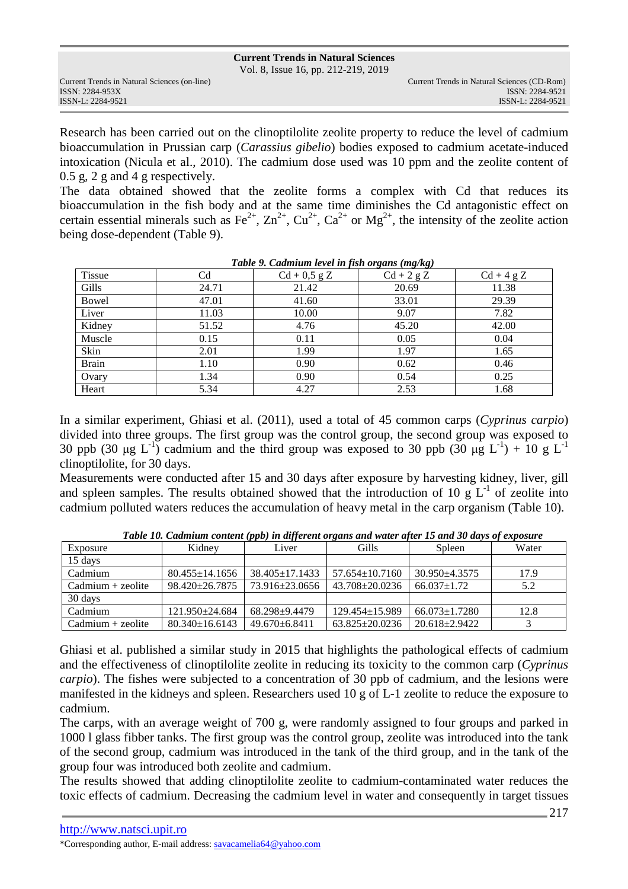Research has been carried out on the clinoptilolite zeolite property to reduce the level of cadmium bioaccumulation in Prussian carp (*Carassius gibelio*) bodies exposed to cadmium acetate-induced intoxication (Nicula et al., 2010). The cadmium dose used was 10 ppm and the zeolite content of 0.5 g, 2 g and 4 g respectively.

The data obtained showed that the zeolite forms a complex with Cd that reduces its bioaccumulation in the fish body and at the same time diminishes the Cd antagonistic effect on certain essential minerals such as $Fe^{2+}$, $Zn^{2+}$, $Cu^{2+}$, $Ca^{2+}$ or $Mg^{2+}$, the intensity of the zeolite action being dose-dependent (Table 9).

***Table 9. Cadmium level in fish organs (mg/kg)***

| Tissue | Cd | Cd + 0,5 g Z | Cd + 2 g Z | Cd + 4 g Z |
|---|---|---|---|---|
| Gills | 24.71 | 21.42 | 20.69 | 11.38 |
| Bowel | 47.01 | 41.60 | 33.01 | 29.39 |
| Liver | 11.03 | 10.00 | 9.07 | 7.82 |
| Kidney | 51.52 | 4.76 | 45.20 | 42.00 |
| Muscle | 0.15 | 0.11 | 0.05 | 0.04 |
| Skin | 2.01 | 1.99 | 1.97 | 1.65 |
| Brain | 1.10 | 0.90 | 0.62 | 0.46 |
| Ovary | 1.34 | 0.90 | 0.54 | 0.25 |
| Heart | 5.34 | 4.27 | 2.53 | 1.68 |

In a similar experiment, Ghiasi et al. (2011), used a total of 45 common carps (*Cyprinus carpio*) divided into three groups. The first group was the control group, the second group was exposed to 30 ppb (30 μg $L^{-1}$) cadmium and the third group was exposed to 30 ppb (30 μg $L^{-1}$) + 10 g $L^{-1}$ clinoptilolite, for 30 days.

Measurements were conducted after 15 and 30 days after exposure by harvesting kidney, liver, gill and spleen samples. The results obtained showed that the introduction of 10 g $L^{-1}$ of zeolite into cadmium polluted waters reduces the accumulation of heavy metal in the carp organism (Table 10).

***Table 10. Cadmium content (ppb) in different organs and water after 15 and 30 days of exposure***

| Exposure | Kidney | Liver | Gills | Spleen | Water |
|---|---|---|---|---|---|
| 15 days | | | | | |
| Cadmium | 80.455±14.1656 | 38.405±17.1433 | 57.654±10.7160 | 30.950±4.3575 | 17.9 |
| Cadmium + zeolite | 98.420±26.7875 | 73.916±23.0656 | 43.708±20.0236 | 66.037±1.72 | 5.2 |
| 30 days | | | | | |
| Cadmium | 121.950±24.684 | 68.298±9.4479 | 129.454±15.989 | 66.073±1.7280 | 12.8 |
| Cadmium + zeolite | 80.340±16.6143 | 49.670±6.8411 | 63.825±20.0236 | 20.618±2.9422 | 3 |

Ghiasi et al. published a similar study in 2015 that highlights the pathological effects of cadmium and the effectiveness of clinoptilolite zeolite in reducing its toxicity to the common carp (*Cyprinus carpio*). The fishes were subjected to a concentration of 30 ppb of cadmium, and the lesions were manifested in the kidneys and spleen. Researchers used 10 g of L-1 zeolite to reduce the exposure to cadmium.

The carps, with an average weight of 700 g, were randomly assigned to four groups and parked in 1000 l glass fibber tanks. The first group was the control group, zeolite was introduced into the tank of the second group, cadmium was introduced in the tank of the third group, and in the tank of the group four was introduced both zeolite and cadmium.

The results showed that adding clinoptilolite zeolite to cadmium-contaminated water reduces the toxic effects of cadmium. Decreasing the cadmium level in water and consequently in target tissues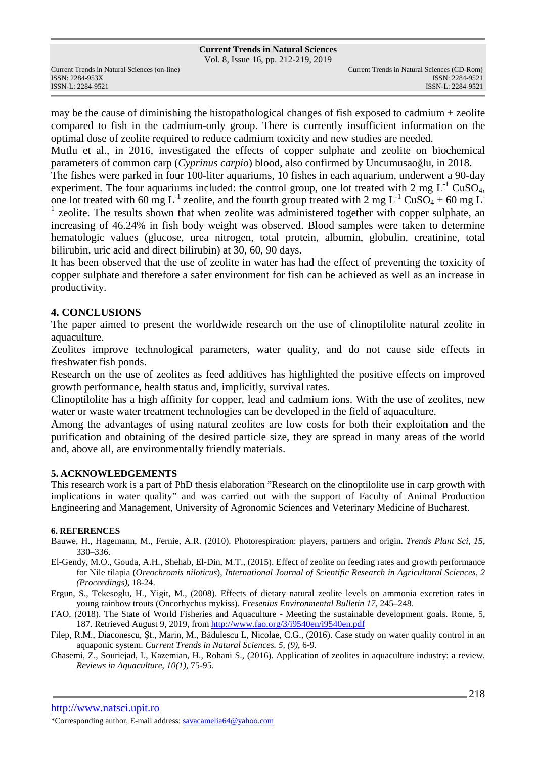may be the cause of diminishing the histopathological changes of fish exposed to cadmium + zeolite compared to fish in the cadmium-only group. There is currently insufficient information on the optimal dose of zeolite required to reduce cadmium toxicity and new studies are needed.

Mutlu et al., in 2016, investigated the effects of copper sulphate and zeolite on biochemical parameters of common carp (*Cyprinus carpio*) blood, also confirmed by Uncumusaoğlu, in 2018.

The fishes were parked in four 100-liter aquariums, 10 fishes in each aquarium, underwent a 90-day experiment. The four aquariums included: the control group, one lot treated with 2 mg $L^{-1}$ $CuSO_4$, one lot treated with 60 mg $L^{-1}$ zeolite, and the fourth group treated with 2 mg $L^{-1}$ $CuSO_4$ + 60 mg $L^{-1}$ zeolite. The results shown that when zeolite was administered together with copper sulphate, an increasing of 46.24% in fish body weight was observed. Blood samples were taken to determine hematologic values (glucose, urea nitrogen, total protein, albumin, globulin, creatinine, total bilirubin, uric acid and direct bilirubin) at 30, 60, 90 days.

It has been observed that the use of zeolite in water has had the effect of preventing the toxicity of copper sulphate and therefore a safer environment for fish can be achieved as well as an increase in productivity.

## 4. CONCLUSIONS

The paper aimed to present the worldwide research on the use of clinoptilolite natural zeolite in aquaculture.

Zeolites improve technological parameters, water quality, and do not cause side effects in freshwater fish ponds.

Research on the use of zeolites as feed additives has highlighted the positive effects on improved growth performance, health status and, implicitly, survival rates.

Clinoptilolite has a high affinity for copper, lead and cadmium ions. With the use of zeolites, new water or waste water treatment technologies can be developed in the field of aquaculture.

Among the advantages of using natural zeolites are low costs for both their exploitation and the purification and obtaining of the desired particle size, they are spread in many areas of the world and, above all, are environmentally friendly materials.

## 5. ACKNOWLEDGEMENTS

This research work is a part of PhD thesis elaboration ”Research on the clinoptilolite use in carp growth with implications in water quality” and was carried out with the support of Faculty of Animal Production Engineering and Management, University of Agronomic Sciences and Veterinary Medicine of Bucharest.

## 6. REFERENCES

Bauwe, H., Hagemann, M., Fernie, A.R. (2010). Photorespiration: players, partners and origin. *Trends Plant Sci*, *15*, 330–336.

El-Gendy, M.O., Gouda, A.H., Shehab, El-Din, M.T., (2015). Effect of zeolite on feeding rates and growth performance for Nile tilapia (*Oreochromis niloticus*), *International Journal of Scientific Research in Agricultural Sciences, 2 (Proceedings)*, 18-24.

Ergun, S., Tekesoglu, H., Yigit, M., (2008). Effects of dietary natural zeolite levels on ammonia excretion rates in young rainbow trouts (Oncorhychus mykiss). *Fresenius Environmental Bulletin 17*, 245–248.

FAO, (2018). The State of World Fisheries and Aquaculture - Meeting the sustainable development goals. Rome, 5, 187. Retrieved August 9, 2019, from http://www.fao.org/3/i9540en/i9540en.pdf

Filep, R.M., Diaconescu, Şt., Marin, M., Bădulescu L, Nicolae, C.G., (2016). Case study on water quality control in an aquaponic system. *Current Trends in Natural Sciences. 5, (9)*, 6-9.

Ghasemi, Z., Souriejad, I., Kazemian, H., Rohani S., (2016). Application of zeolites in aquaculture industry: a review. *Reviews in Aquaculture, 10(1)*, 75-95.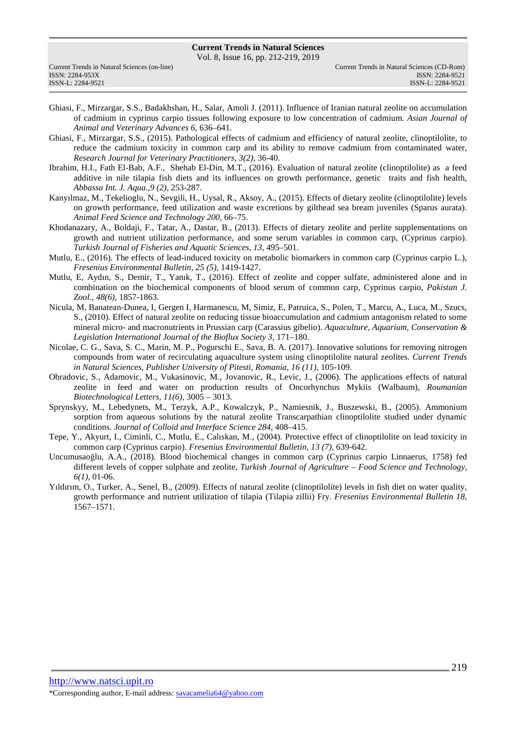Ghiasi, F., Mirzargar, S.S., Badakhshan, H., Salar, Amoli J. (2011). Influence of Iranian natural zeolite on accumulation of cadmium in cyprinus carpio tissues following exposure to low concentration of cadmium. *Asian Journal of Animal and Veterinary Advances 6*, 636–641.

Ghiasi, F., Mirzargar, S.S., (2015). Pathological effects of cadmium and efficiency of natural zeolite, clinoptilolite, to reduce the cadmium toxicity in common carp and its ability to remove cadmium from contaminated water, *Research Journal for Veterinary Practitioners, 3(2),* 36-40.

Ibrahim, H.I., Fath El-Bab, A.F., Shehab El-Din, M.T., (2016). Evaluation of natural zeolite (clinoptilolite) as a feed additive in nile tilapia fish diets and its influences on growth performance, genetic traits and fish health, *Abbassa Int. J. Aqua.,9 (2),* 253-287.

Kanyılmaz, M., Tekelioglu, N., Sevgili, H., Uysal, R., Aksoy, A., (2015). Effects of dietary zeolite (clinoptilolite) levels on growth performance, feed utilization and waste excretions by gilthead sea bream juveniles (Sparus aurata). *Animal Feed Science and Technology 200*, 66–75.

Khodanazary, A., Boldaji, F., Tatar, A., Dastar, B., (2013). Effects of dietary zeolite and perlite supplementations on growth and nutrient utilization performance, and some serum variables in common carp, (Cyprinus carpio). *Turkish Journal of Fisheries and Aquatic Sciences, 13*, 495–501.

Mutlu, E., (2016). The effects of lead-induced toxicity on metabolic biomarkers in common carp (Cyprinus carpio L.), *Fresenius Environmental Bulletin, 25 (5),* 1419-1427.

Mutlu, E, Aydın, S., Demir, T., Yanık, T., (2016). Effect of zeolite and copper sulfate, administered alone and in combination on the biochemical components of blood serum of common carp, Cyprinus carpio, *Pakistan J. Zool., 48(6),* 1857-1863.

Nicula, M, Banatean-Dunea, I, Gergen I, Harmanescu, M, Simiz, E, Patruica, S., Polen, T., Marcu, A., Luca, M., Szucs, S., (2010). Effect of natural zeolite on reducing tissue bioaccumulation and cadmium antagonism related to some mineral micro- and macronutrients in Prussian carp (Carassius gibelio). *Aquaculture, Aquarium, Conservation & Legislation International Journal of the Bioflux Society 3,* 171–180.

Nicolae, C. G., Sava, S. C., Marin, M. P., Pogurschi E., Sava, B. A. (2017). Innovative solutions for removing nitrogen compounds from water of recirculating aquaculture system using clinoptilolite natural zeolites. *Current Trends in Natural Sciences, Publisher University of Pitesti, Romania, 16 (11),* 105-109.

Obradovic, S., Adamovic, M., Vukasinovic, M., Jovanovic, R., Levic, J., (2006). The applications effects of natural zeolite in feed and water on production results of Oncorhynchus Mykiis (Walbaum), *Roumanian Biotechnological Letters, 11(6),* 3005 – 3013.

Sprynskyy, M., Lebedynets, M., Terzyk, A.P., Kowalczyk, P., Namiesnik, J., Buszewski, B., (2005). Ammonium sorption from aqueous solutions by the natural zeolite Transcarpathian clinoptilolite studied under dynamic conditions. *Journal of Colloid and Interface Science 284*, 408–415.

Tepe, Y., Akyurt, I., Ciminli, C., Mutlu, E., Calıskan, M., (2004). Protective effect of clinoptilolite on lead toxicity in common carp (Cyprinus carpio). *Fresenius Environmental Bulletin, 13 (7),* 639-642.

Uncumusaoğlu, A.A., (2018). Blood biochemical changes in common carp (Cyprinus carpio Linnaerus, 1758) fed different levels of copper sulphate and zeolite, *Turkish Journal of Agriculture – Food Science and Technology, 6(1),* 01-06.

Yıldırım, O., Turker, A., Senel, B., (2009). Effects of natural zeolite (clinoptilolite) levels in fish diet on water quality, growth performance and nutrient utilization of tilapia (Tilapia zillii) Fry. *Fresenius Environmental Bulletin 18*, 1567–1571.